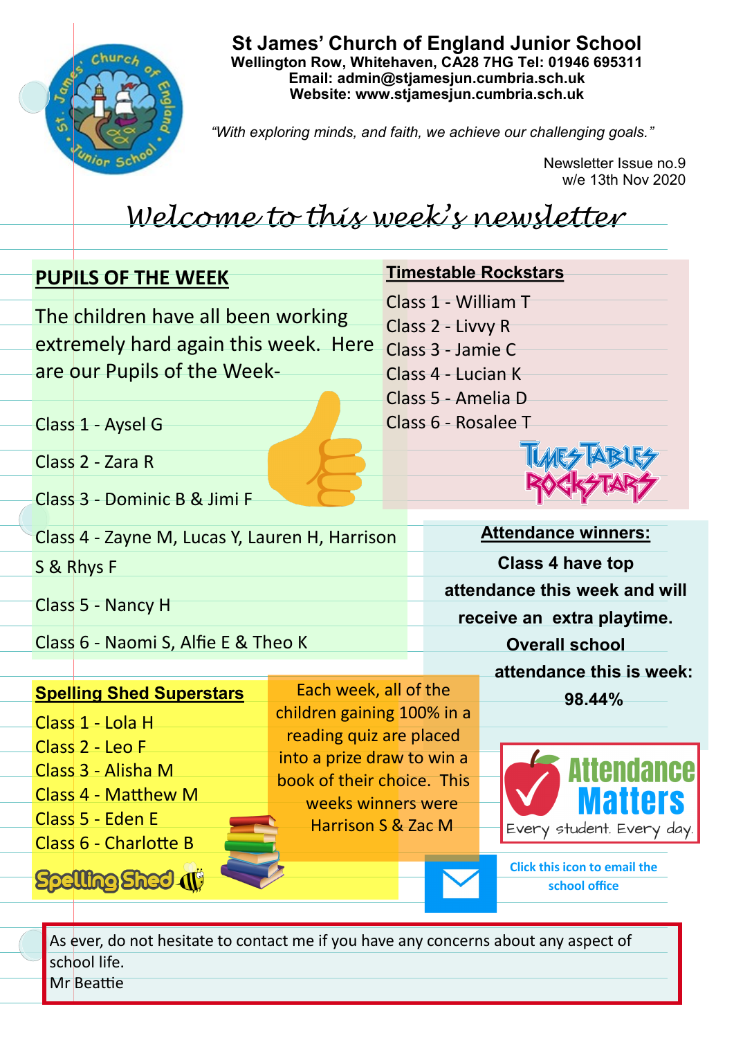# St James' Church of England Junior School

**Wellington Row, Whitehaven, CA28 7HG Tel: 01946 695311**
**Email: admin@stjamesjun.cumbria.sch.uk**
**Website: www.stjamesjun.cumbria.sch.uk**

*"With exploring minds, and faith, we achieve our challenging goals."*

Newsletter Issue no.9
w/e 13th Nov 2020

## *Welcome to this week's newsletter*

### PUPILS OF THE WEEK

The children have all been working extremely hard again this week. Here are our Pupils of the Week-

Class 1 - Aysel G

Class 2 - Zara R

Class 3 - Dominic B & Jimi F

Class 4 - Zayne M, Lucas Y, Lauren H, Harrison S & Rhys F

Class 5 - Nancy H

Class 6 - Naomi S, Alfie E & Theo K

### Timestable Rockstars

Class 1 - William T
Class 2 - Livvy R
Class 3 - Jamie C
Class 4 - Lucian K
Class 5 - Amelia D
Class 6 - Rosalee T

TIMES TABLES ROCKSTARS

### Attendance winners:

**Class 4 have top attendance this week and will receive an extra playtime.**

**Overall school attendance this is week: 98.44%**

Attendance Matters
Every student. Every day.

### Spelling Shed Superstars

Class 1 - Lola H
Class 2 - Leo F
Class 3 - Alisha M
Class 4 - Matthew M
Class 5 - Eden E
Class 6 - Charlotte B

Spelling Shed

Each week, all of the children gaining 100% in a reading quiz are placed into a prize draw to win a book of their choice. This weeks winners were Harrison S & Zac M

**Click this icon to email the school office**

As ever, do not hesitate to contact me if you have any concerns about any aspect of school life.
Mr Beattie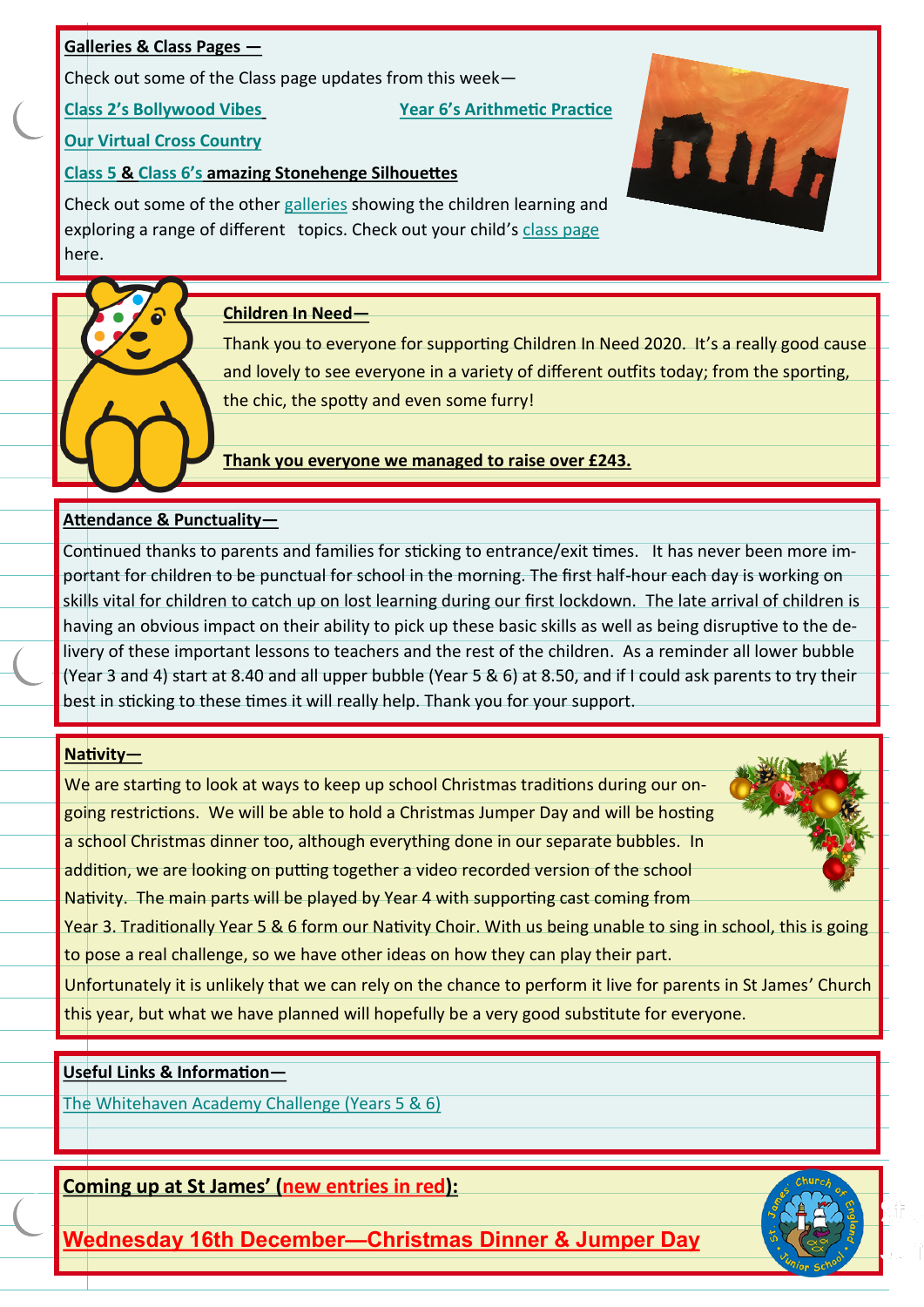## Galleries & Class Pages —

Check out some of the Class page updates from this week—

**Class 2's Bollywood Vibes**

**Year 6's Arithmetic Practice**

**Our Virtual Cross Country**

**Class 5 & Class 6's amazing Stonehenge Silhouettes**

Check out some of the other galleries showing the children learning and exploring a range of different topics. Check out your child's class page here.

## Children In Need—

Thank you to everyone for supporting Children In Need 2020. It's a really good cause and lovely to see everyone in a variety of different outfits today; from the sporting, the chic, the spotty and even some furry!

**Thank you everyone we managed to raise over £243.**

## Attendance & Punctuality—

Continued thanks to parents and families for sticking to entrance/exit times. It has never been more important for children to be punctual for school in the morning. The first half-hour each day is working on skills vital for children to catch up on lost learning during our first lockdown. The late arrival of children is having an obvious impact on their ability to pick up these basic skills as well as being disruptive to the delivery of these important lessons to teachers and the rest of the children. As a reminder all lower bubble (Year 3 and 4) start at 8.40 and all upper bubble (Year 5 & 6) at 8.50, and if I could ask parents to try their best in sticking to these times it will really help. Thank you for your support.

## Nativity—

We are starting to look at ways to keep up school Christmas traditions during our ongoing restrictions. We will be able to hold a Christmas Jumper Day and will be hosting a school Christmas dinner too, although everything done in our separate bubbles. In addition, we are looking on putting together a video recorded version of the school Nativity. The main parts will be played by Year 4 with supporting cast coming from Year 3. Traditionally Year 5 & 6 form our Nativity Choir. With us being unable to sing in school, this is going to pose a real challenge, so we have other ideas on how they can play their part.

Unfortunately it is unlikely that we can rely on the chance to perform it live for parents in St James' Church this year, but what we have planned will hopefully be a very good substitute for everyone.

## Useful Links & Information—

The Whitehaven Academy Challenge (Years 5 & 6)

## Coming up at St James' (new entries in red):

**Wednesday 16th December—Christmas Dinner & Jumper Day**